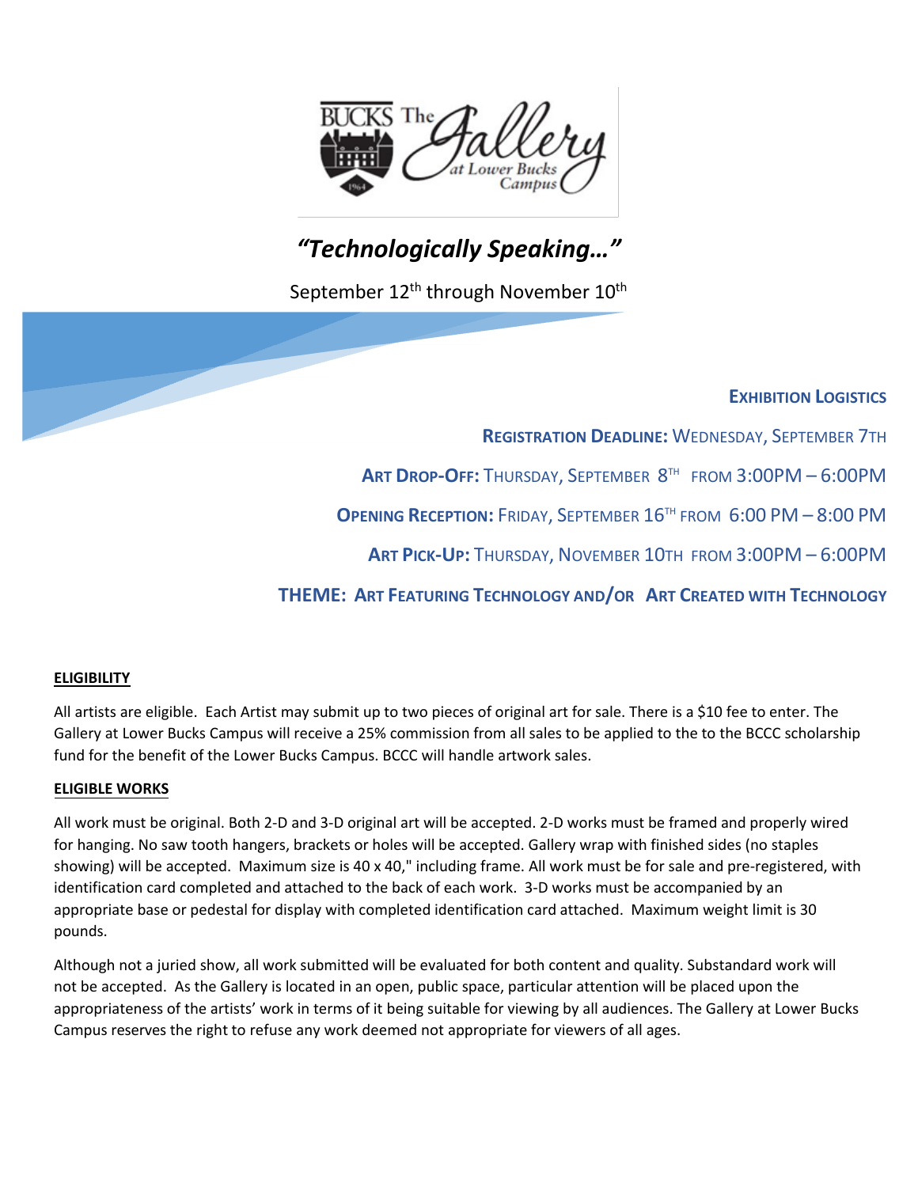BUCKS The Gallery at Lower Bucks Campus

# *"Technologically Speaking…"*

September 12th through November 10th

## EXHIBITION LOGISTICS

**REGISTRATION DEADLINE:** WEDNESDAY, SEPTEMBER 7TH

**ART DROP-OFF:** THURSDAY, SEPTEMBER 8TH FROM 3:00PM – 6:00PM

**OPENING RECEPTION:** FRIDAY, SEPTEMBER 16TH FROM 6:00 PM – 8:00 PM

**ART PICK-UP:** THURSDAY, NOVEMBER 10TH FROM 3:00PM – 6:00PM

**THEME: ART FEATURING TECHNOLOGY AND/OR ART CREATED WITH TECHNOLOGY**

### ELIGIBILITY

All artists are eligible. Each Artist may submit up to two pieces of original art for sale. There is a $10 fee to enter. The Gallery at Lower Bucks Campus will receive a 25% commission from all sales to be applied to the to the BCCC scholarship fund for the benefit of the Lower Bucks Campus. BCCC will handle artwork sales.

### ELIGIBLE WORKS

All work must be original. Both 2-D and 3-D original art will be accepted. 2-D works must be framed and properly wired for hanging. No saw tooth hangers, brackets or holes will be accepted. Gallery wrap with finished sides (no staples showing) will be accepted. Maximum size is 40 x 40," including frame. All work must be for sale and pre-registered, with identification card completed and attached to the back of each work. 3-D works must be accompanied by an appropriate base or pedestal for display with completed identification card attached. Maximum weight limit is 30 pounds.

Although not a juried show, all work submitted will be evaluated for both content and quality. Substandard work will not be accepted. As the Gallery is located in an open, public space, particular attention will be placed upon the appropriateness of the artists' work in terms of it being suitable for viewing by all audiences. The Gallery at Lower Bucks Campus reserves the right to refuse any work deemed not appropriate for viewers of all ages.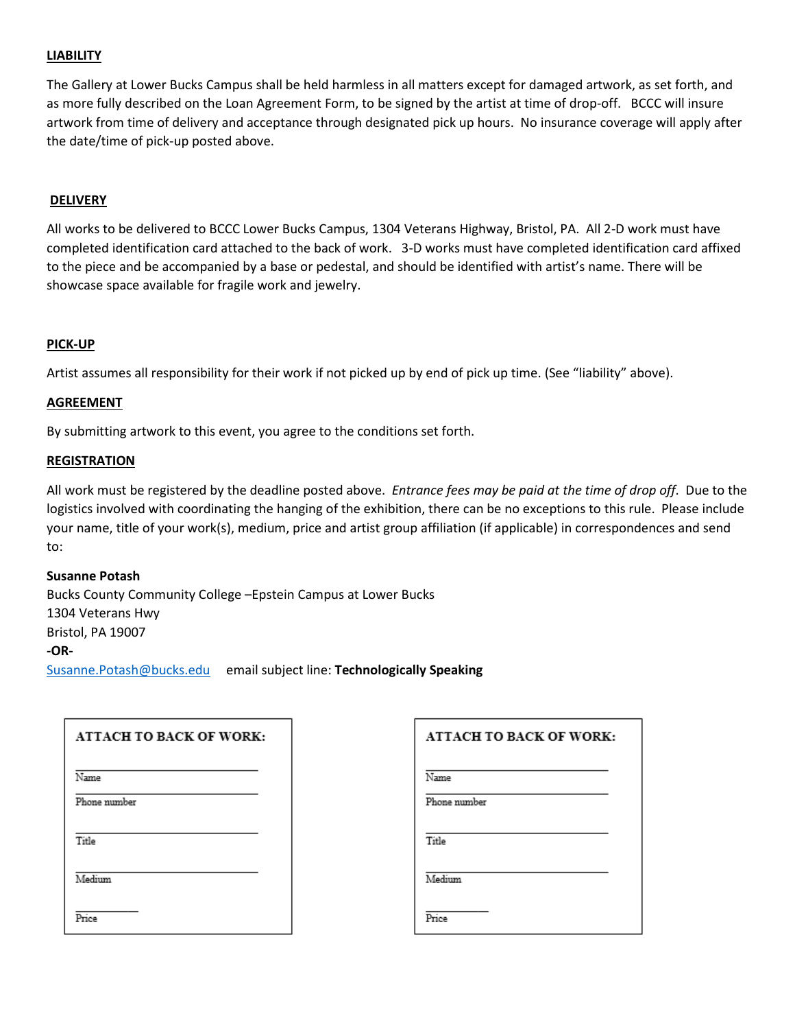## LIABILITY

The Gallery at Lower Bucks Campus shall be held harmless in all matters except for damaged artwork, as set forth, and as more fully described on the Loan Agreement Form, to be signed by the artist at time of drop-off. BCCC will insure artwork from time of delivery and acceptance through designated pick up hours. No insurance coverage will apply after the date/time of pick-up posted above.

## DELIVERY

All works to be delivered to BCCC Lower Bucks Campus, 1304 Veterans Highway, Bristol, PA. All 2-D work must have completed identification card attached to the back of work. 3-D works must have completed identification card affixed to the piece and be accompanied by a base or pedestal, and should be identified with artist's name. There will be showcase space available for fragile work and jewelry.

## PICK-UP

Artist assumes all responsibility for their work if not picked up by end of pick up time. (See "liability" above).

## AGREEMENT

By submitting artwork to this event, you agree to the conditions set forth.

## REGISTRATION

All work must be registered by the deadline posted above. *Entrance fees may be paid at the time of drop off*. Due to the logistics involved with coordinating the hanging of the exhibition, there can be no exceptions to this rule. Please include your name, title of your work(s), medium, price and artist group affiliation (if applicable) in correspondences and send to:

**Susanne Potash**
Bucks County Community College –Epstein Campus at Lower Bucks
1304 Veterans Hwy
Bristol, PA 19007
**-OR-**
Susanne.Potash@bucks.edu email subject line: **Technologically Speaking**

---

**ATTACH TO BACK OF WORK:**

______________________________
Name

______________________________
Phone number

______________________________
Title

______________________________
Medium

__________
Price

---

**ATTACH TO BACK OF WORK:**

______________________________
Name

______________________________
Phone number

______________________________
Title

______________________________
Medium

__________
Price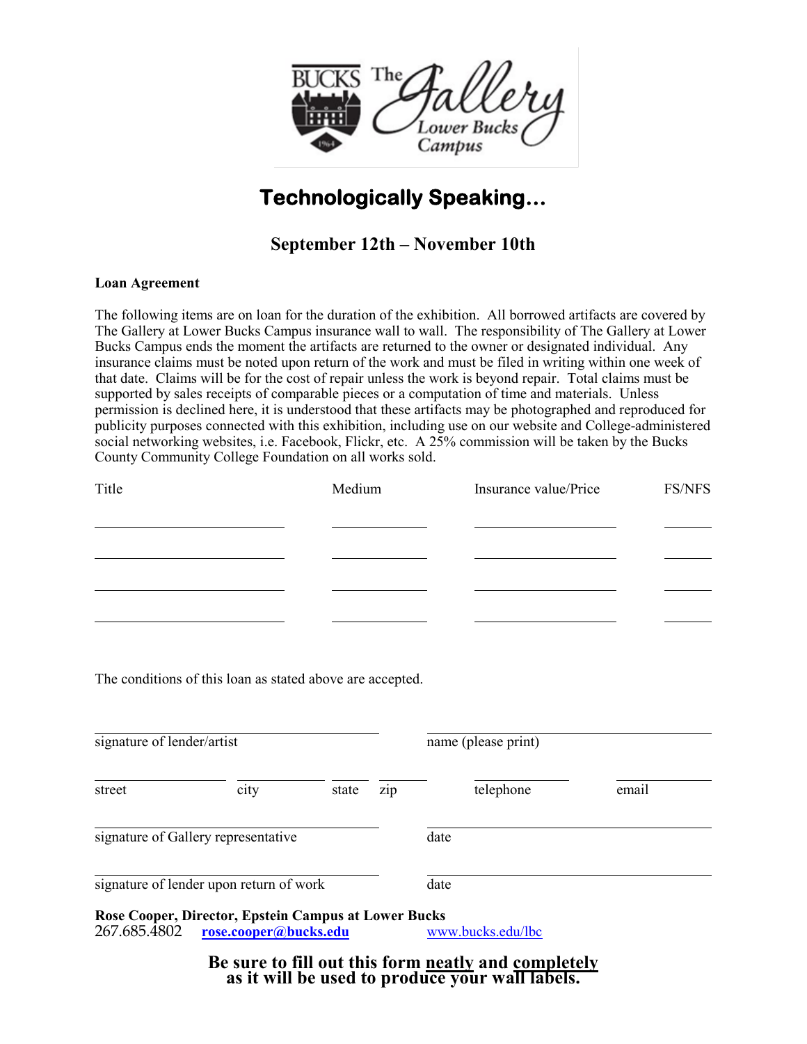BUCKS The Gallery Lower Bucks Campus

# Technologically Speaking…

## September 12th – November 10th

**Loan Agreement**

The following items are on loan for the duration of the exhibition. All borrowed artifacts are covered by The Gallery at Lower Bucks Campus insurance wall to wall. The responsibility of The Gallery at Lower Bucks Campus ends the moment the artifacts are returned to the owner or designated individual. Any insurance claims must be noted upon return of the work and must be filed in writing within one week of that date. Claims will be for the cost of repair unless the work is beyond repair. Total claims must be supported by sales receipts of comparable pieces or a computation of time and materials. Unless permission is declined here, it is understood that these artifacts may be photographed and reproduced for publicity purposes connected with this exhibition, including use on our website and College-administered social networking websites, i.e. Facebook, Flickr, etc. A 25% commission will be taken by the Bucks County Community College Foundation on all works sold.

| Title | Medium | Insurance value/Price | FS/NFS |
| --- | --- | --- | --- |
| | | | |
| | | | |
| | | | |
| | | | |

The conditions of this loan as stated above are accepted.

signature of lender/artist ______________________ name (please print) ______________________

street ____________ city ____________ state ______ zip ______ telephone ____________ email ____________

signature of Gallery representative ______________________ date ______________________

signature of lender upon return of work ______________________ date ______________________

**Rose Cooper, Director, Epstein Campus at Lower Bucks**
267.685.4802 **rose.cooper@bucks.edu** www.bucks.edu/lbc

**Be sure to fill out this form <u>neatly</u> and <u>completely</u> as it will be used to produce your wall labels.**